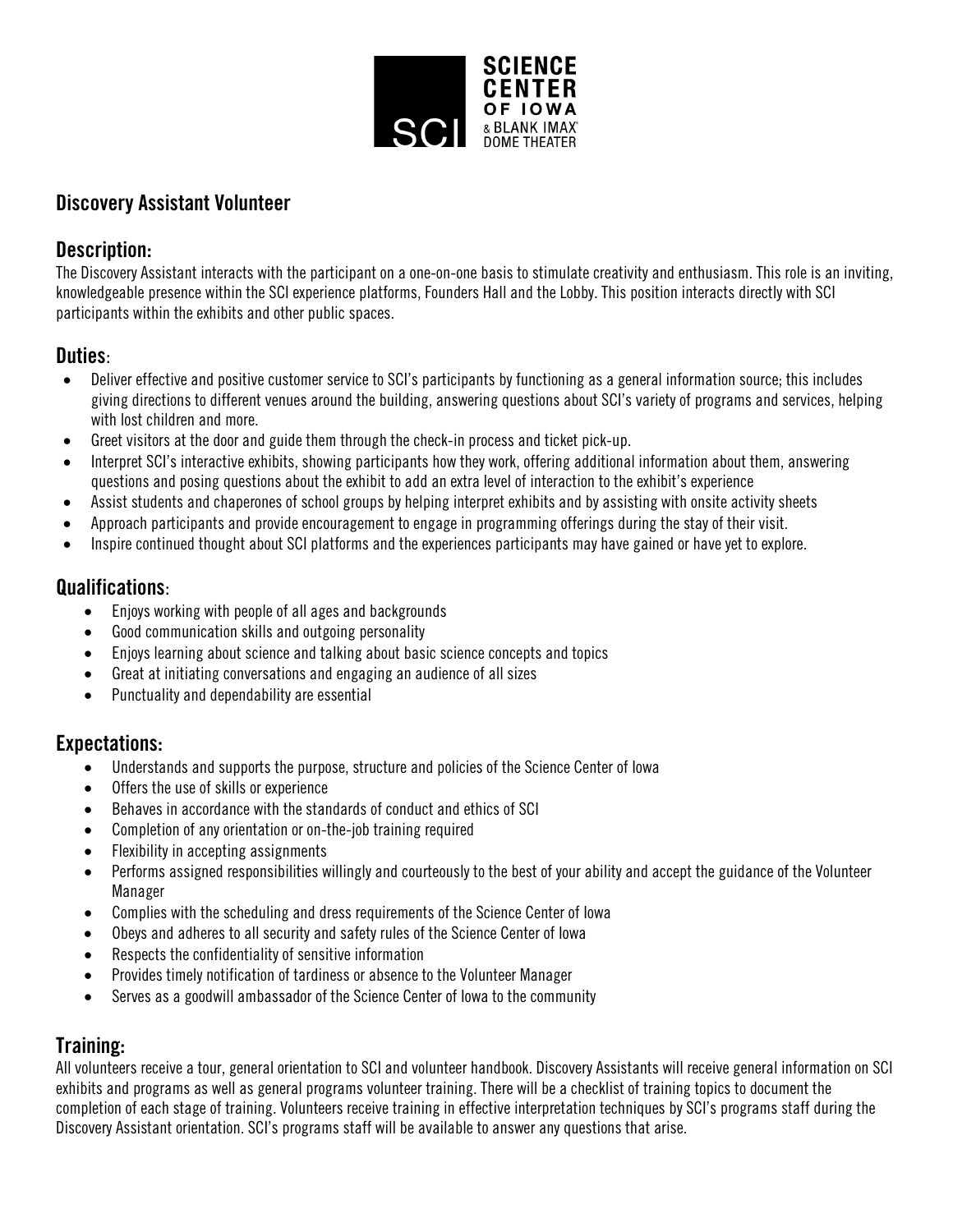SCIENCE CENTER OF IOWA & BLANK IMAX® DOME THEATER

# Discovery Assistant Volunteer

## Description:

The Discovery Assistant interacts with the participant on a one-on-one basis to stimulate creativity and enthusiasm. This role is an inviting, knowledgeable presence within the SCI experience platforms, Founders Hall and the Lobby. This position interacts directly with SCI participants within the exhibits and other public spaces.

## Duties:

- Deliver effective and positive customer service to SCI's participants by functioning as a general information source; this includes giving directions to different venues around the building, answering questions about SCI's variety of programs and services, helping with lost children and more.
- Greet visitors at the door and guide them through the check-in process and ticket pick-up.
- Interpret SCI's interactive exhibits, showing participants how they work, offering additional information about them, answering questions and posing questions about the exhibit to add an extra level of interaction to the exhibit's experience
- Assist students and chaperones of school groups by helping interpret exhibits and by assisting with onsite activity sheets
- Approach participants and provide encouragement to engage in programming offerings during the stay of their visit.
- Inspire continued thought about SCI platforms and the experiences participants may have gained or have yet to explore.

## Qualifications:

- Enjoys working with people of all ages and backgrounds
- Good communication skills and outgoing personality
- Enjoys learning about science and talking about basic science concepts and topics
- Great at initiating conversations and engaging an audience of all sizes
- Punctuality and dependability are essential

## Expectations:

- Understands and supports the purpose, structure and policies of the Science Center of Iowa
- Offers the use of skills or experience
- Behaves in accordance with the standards of conduct and ethics of SCI
- Completion of any orientation or on-the-job training required
- Flexibility in accepting assignments
- Performs assigned responsibilities willingly and courteously to the best of your ability and accept the guidance of the Volunteer Manager
- Complies with the scheduling and dress requirements of the Science Center of Iowa
- Obeys and adheres to all security and safety rules of the Science Center of Iowa
- Respects the confidentiality of sensitive information
- Provides timely notification of tardiness or absence to the Volunteer Manager
- Serves as a goodwill ambassador of the Science Center of Iowa to the community

## Training:

All volunteers receive a tour, general orientation to SCI and volunteer handbook. Discovery Assistants will receive general information on SCI exhibits and programs as well as general programs volunteer training. There will be a checklist of training topics to document the completion of each stage of training. Volunteers receive training in effective interpretation techniques by SCI's programs staff during the Discovery Assistant orientation. SCI's programs staff will be available to answer any questions that arise.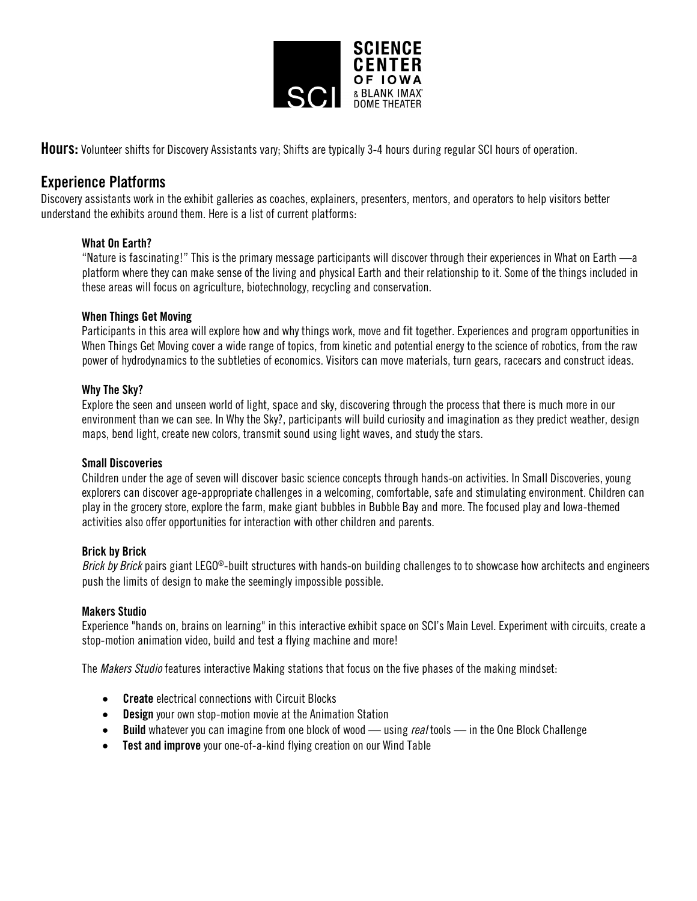SCIENCE CENTER OF IOWA & BLANK IMAX® DOME THEATER

**Hours:** Volunteer shifts for Discovery Assistants vary; Shifts are typically 3-4 hours during regular SCI hours of operation.

## Experience Platforms

Discovery assistants work in the exhibit galleries as coaches, explainers, presenters, mentors, and operators to help visitors better understand the exhibits around them. Here is a list of current platforms:

**What On Earth?**
"Nature is fascinating!" This is the primary message participants will discover through their experiences in What on Earth —a platform where they can make sense of the living and physical Earth and their relationship to it. Some of the things included in these areas will focus on agriculture, biotechnology, recycling and conservation.

**When Things Get Moving**
Participants in this area will explore how and why things work, move and fit together. Experiences and program opportunities in When Things Get Moving cover a wide range of topics, from kinetic and potential energy to the science of robotics, from the raw power of hydrodynamics to the subtleties of economics. Visitors can move materials, turn gears, racecars and construct ideas.

**Why The Sky?**
Explore the seen and unseen world of light, space and sky, discovering through the process that there is much more in our environment than we can see. In Why the Sky?, participants will build curiosity and imagination as they predict weather, design maps, bend light, create new colors, transmit sound using light waves, and study the stars.

**Small Discoveries**
Children under the age of seven will discover basic science concepts through hands-on activities. In Small Discoveries, young explorers can discover age-appropriate challenges in a welcoming, comfortable, safe and stimulating environment. Children can play in the grocery store, explore the farm, make giant bubbles in Bubble Bay and more. The focused play and Iowa-themed activities also offer opportunities for interaction with other children and parents.

**Brick by Brick**
*Brick by Brick* pairs giant LEGO®-built structures with hands-on building challenges to to showcase how architects and engineers push the limits of design to make the seemingly impossible possible.

**Makers Studio**
Experience "hands on, brains on learning" in this interactive exhibit space on SCI's Main Level. Experiment with circuits, create a stop-motion animation video, build and test a flying machine and more!

The *Makers Studio* features interactive Making stations that focus on the five phases of the making mindset:

- **Create** electrical connections with Circuit Blocks
- **Design** your own stop-motion movie at the Animation Station
- **Build** whatever you can imagine from one block of wood — using *real* tools — in the One Block Challenge
- **Test and improve** your one-of-a-kind flying creation on our Wind Table